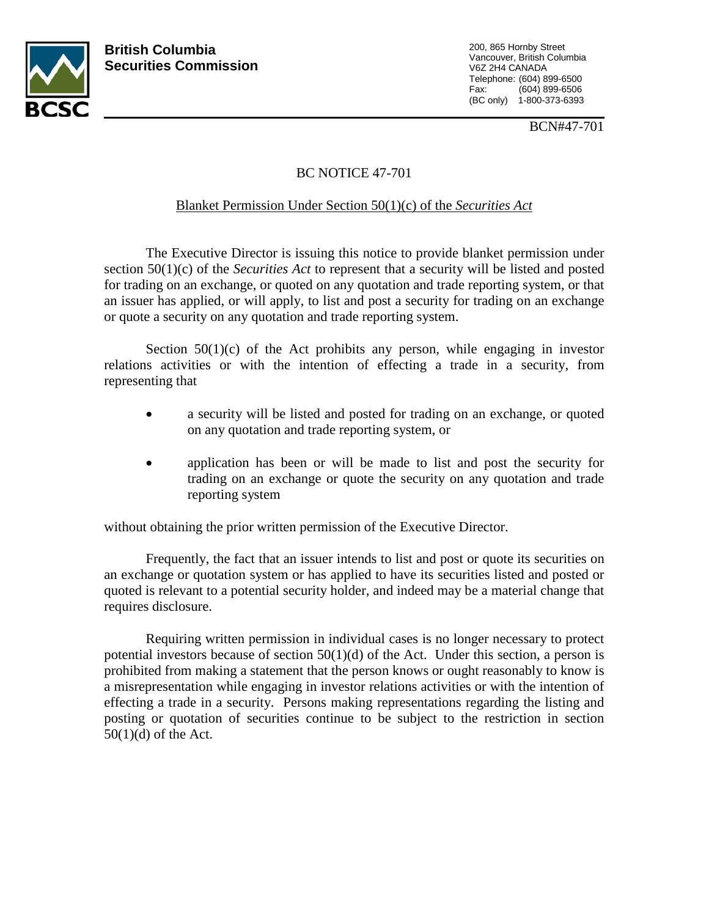**British Columbia Securities Commission**

200, 865 Hornby Street
Vancouver, British Columbia
V6Z 2H4 CANADA
Telephone: (604) 899-6500
Fax: (604) 899-6506
(BC only) 1-800-373-6393

BCN#47-701

# BC NOTICE 47-701

## Blanket Permission Under Section 50(1)(c) of the *Securities Act*

The Executive Director is issuing this notice to provide blanket permission under section 50(1)(c) of the *Securities Act* to represent that a security will be listed and posted for trading on an exchange, or quoted on any quotation and trade reporting system, or that an issuer has applied, or will apply, to list and post a security for trading on an exchange or quote a security on any quotation and trade reporting system.

Section 50(1)(c) of the Act prohibits any person, while engaging in investor relations activities or with the intention of effecting a trade in a security, from representing that

- a security will be listed and posted for trading on an exchange, or quoted on any quotation and trade reporting system, or
- application has been or will be made to list and post the security for trading on an exchange or quote the security on any quotation and trade reporting system

without obtaining the prior written permission of the Executive Director.

Frequently, the fact that an issuer intends to list and post or quote its securities on an exchange or quotation system or has applied to have its securities listed and posted or quoted is relevant to a potential security holder, and indeed may be a material change that requires disclosure.

Requiring written permission in individual cases is no longer necessary to protect potential investors because of section 50(1)(d) of the Act. Under this section, a person is prohibited from making a statement that the person knows or ought reasonably to know is a misrepresentation while engaging in investor relations activities or with the intention of effecting a trade in a security. Persons making representations regarding the listing and posting or quotation of securities continue to be subject to the restriction in section 50(1)(d) of the Act.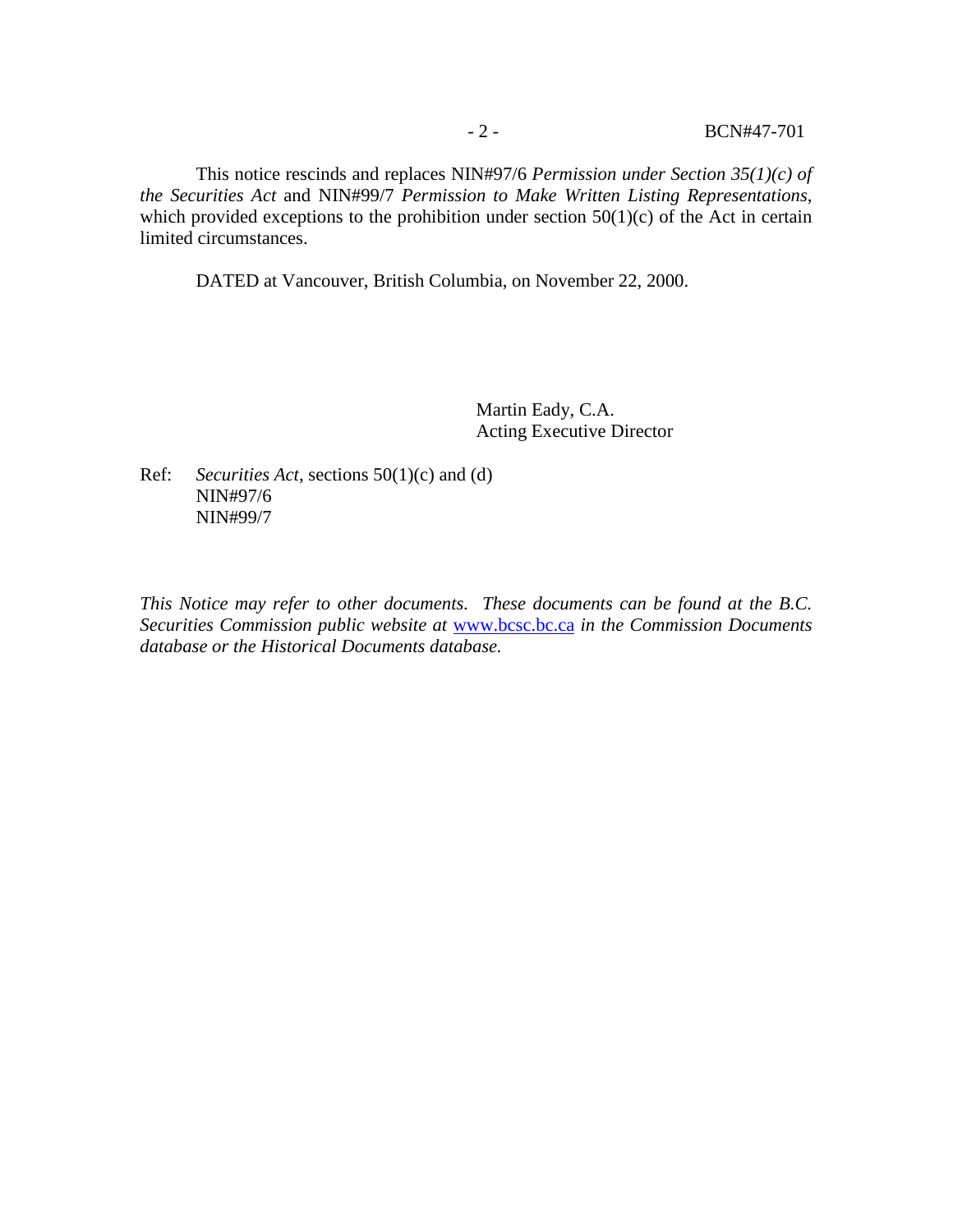This notice rescinds and replaces NIN#97/6 *Permission under Section 35(1)(c) of the Securities Act* and NIN#99/7 *Permission to Make Written Listing Representations*, which provided exceptions to the prohibition under section 50(1)(c) of the Act in certain limited circumstances.

DATED at Vancouver, British Columbia, on November 22, 2000.

Martin Eady, C.A.
Acting Executive Director

Ref: *Securities Act*, sections 50(1)(c) and (d)
NIN#97/6
NIN#99/7

*This Notice may refer to other documents. These documents can be found at the B.C. Securities Commission public website at* www.bcsc.bc.ca *in the Commission Documents database or the Historical Documents database.*